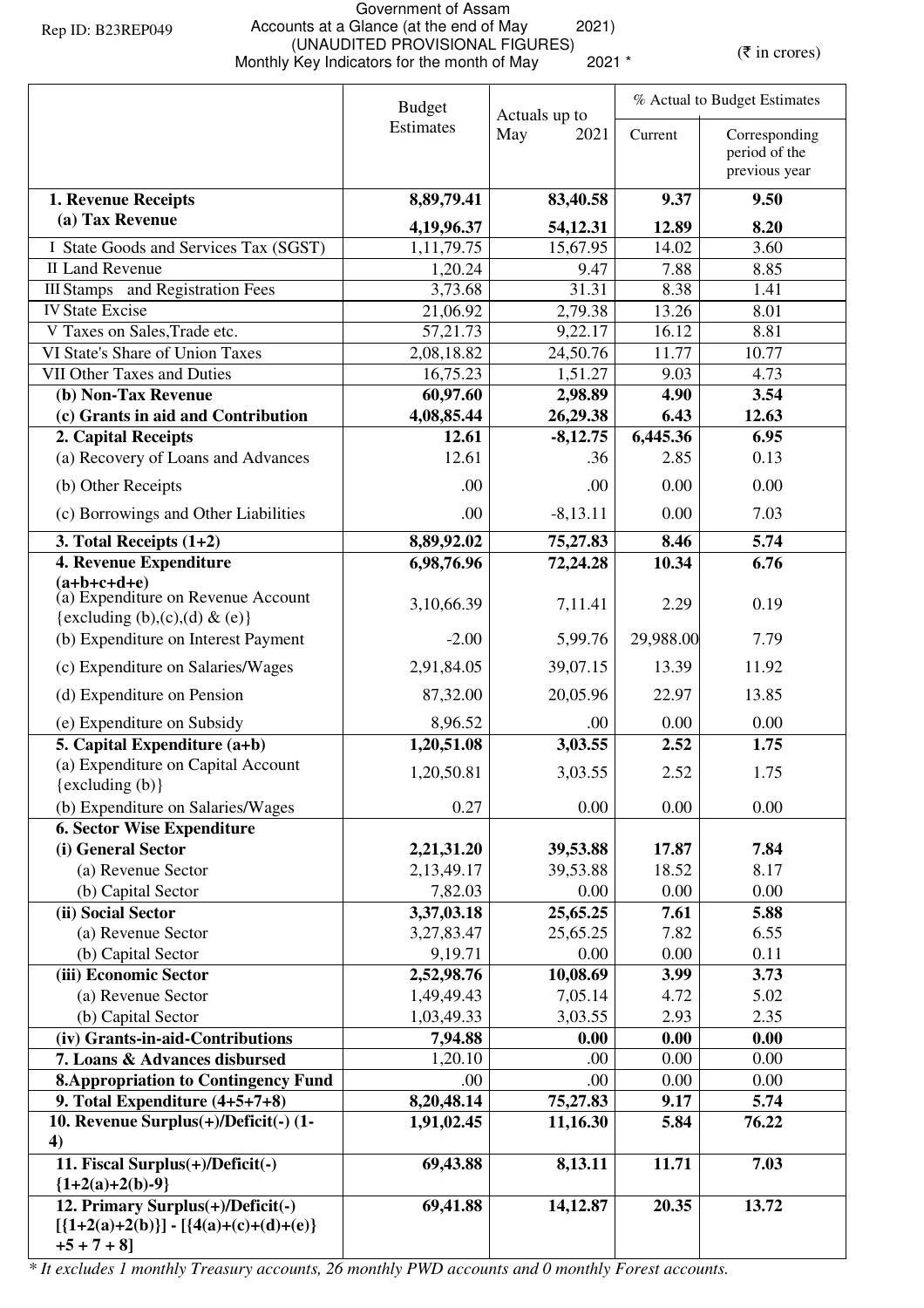Rep ID: B23REP049

Government of Assam
Accounts at a Glance (at the end of May 2021)
(UNAUDITED PROVISIONAL FIGURES)
Monthly Key Indicators for the month of May 2021 *

(₹ in crores)

| | Budget Estimates | Actuals up to May 2021 | % Actual to Budget Estimates | |
|---|---|---|---|---|
| | | | Current | Corresponding period of the previous year |
| **1. Revenue Receipts** | **8,89,79.41** | **83,40.58** | **9.37** | **9.50** |
| **(a) Tax Revenue** | **4,19,96.37** | **54,12.31** | **12.89** | **8.20** |
| I State Goods and Services Tax (SGST) | 1,11,79.75 | 15,67.95 | 14.02 | 3.60 |
| II Land Revenue | 1,20.24 | 9.47 | 7.88 | 8.85 |
| III Stamps and Registration Fees | 3,73.68 | 31.31 | 8.38 | 1.41 |
| IV State Excise | 21,06.92 | 2,79.38 | 13.26 | 8.01 |
| V Taxes on Sales,Trade etc. | 57,21.73 | 9,22.17 | 16.12 | 8.81 |
| VI State's Share of Union Taxes | 2,08,18.82 | 24,50.76 | 11.77 | 10.77 |
| VII Other Taxes and Duties | 16,75.23 | 1,51.27 | 9.03 | 4.73 |
| **(b) Non-Tax Revenue** | **60,97.60** | **2,98.89** | **4.90** | **3.54** |
| **(c) Grants in aid and Contribution** | **4,08,85.44** | **26,29.38** | **6.43** | **12.63** |
| **2. Capital Receipts** | **12.61** | **-8,12.75** | **6,445.36** | **6.95** |
| (a) Recovery of Loans and Advances | 12.61 | .36 | 2.85 | 0.13 |
| (b) Other Receipts | .00 | .00 | 0.00 | 0.00 |
| (c) Borrowings and Other Liabilities | .00 | -8,13.11 | 0.00 | 7.03 |
| **3. Total Receipts (1+2)** | **8,89,92.02** | **75,27.83** | **8.46** | **5.74** |
| **4. Revenue Expenditure (a+b+c+d+e)** | **6,98,76.96** | **72,24.28** | **10.34** | **6.76** |
| (a) Expenditure on Revenue Account {excluding (b),(c),(d) & (e)} | 3,10,66.39 | 7,11.41 | 2.29 | 0.19 |
| (b) Expenditure on Interest Payment | -2.00 | 5,99.76 | 29,988.00 | 7.79 |
| (c) Expenditure on Salaries/Wages | 2,91,84.05 | 39,07.15 | 13.39 | 11.92 |
| (d) Expenditure on Pension | 87,32.00 | 20,05.96 | 22.97 | 13.85 |
| (e) Expenditure on Subsidy | 8,96.52 | .00 | 0.00 | 0.00 |
| **5. Capital Expenditure (a+b)** | **1,20,51.08** | **3,03.55** | **2.52** | **1.75** |
| (a) Expenditure on Capital Account {excluding (b)} | 1,20,50.81 | 3,03.55 | 2.52 | 1.75 |
| (b) Expenditure on Salaries/Wages | 0.27 | 0.00 | 0.00 | 0.00 |
| **6. Sector Wise Expenditure** | | | | |
| **(i) General Sector** | **2,21,31.20** | **39,53.88** | **17.87** | **7.84** |
| (a) Revenue Sector | 2,13,49.17 | 39,53.88 | 18.52 | 8.17 |
| (b) Capital Sector | 7,82.03 | 0.00 | 0.00 | 0.00 |
| **(ii) Social Sector** | **3,37,03.18** | **25,65.25** | **7.61** | **5.88** |
| (a) Revenue Sector | 3,27,83.47 | 25,65.25 | 7.82 | 6.55 |
| (b) Capital Sector | 9,19.71 | 0.00 | 0.00 | 0.11 |
| **(iii) Economic Sector** | **2,52,98.76** | **10,08.69** | **3.99** | **3.73** |
| (a) Revenue Sector | 1,49,49.43 | 7,05.14 | 4.72 | 5.02 |
| (b) Capital Sector | 1,03,49.33 | 3,03.55 | 2.93 | 2.35 |
| **(iv) Grants-in-aid-Contributions** | **7,94.88** | **0.00** | **0.00** | **0.00** |
| **7. Loans & Advances disbursed** | 1,20.10 | .00 | 0.00 | 0.00 |
| **8.Appropriation to Contingency Fund** | .00 | .00 | 0.00 | 0.00 |
| **9. Total Expenditure (4+5+7+8)** | **8,20,48.14** | **75,27.83** | **9.17** | **5.74** |
| **10. Revenue Surplus(+)/Deficit(-) (1-4)** | **1,91,02.45** | **11,16.30** | **5.84** | **76.22** |
| **11. Fiscal Surplus(+)/Deficit(-) {1+2(a)+2(b)-9}** | **69,43.88** | **8,13.11** | **11.71** | **7.03** |
| **12. Primary Surplus(+)/Deficit(-) [{1+2(a)+2(b)}] - [{4(a)+(c)+(d)+(e)} +5 + 7 + 8]** | **69,41.88** | **14,12.87** | **20.35** | **13.72** |

*\* It excludes 1 monthly Treasury accounts, 26 monthly PWD accounts and 0 monthly Forest accounts.*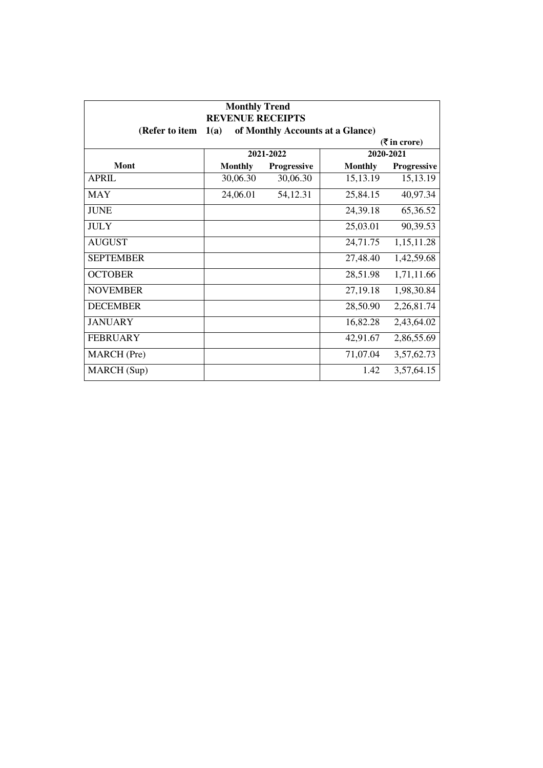**Monthly Trend**
**REVENUE RECEIPTS**
**(Refer to item 1(a) of Monthly Accounts at a Glance)**

**(₹ in crore)**

| Mont | 2021-2022 | | 2020-2021 | |
|---|---|---|---|---|
| | **Monthly** | **Progressive** | **Monthly** | **Progressive** |
| APRIL | 30,06.30 | 30,06.30 | 15,13.19 | 15,13.19 |
| MAY | 24,06.01 | 54,12.31 | 25,84.15 | 40,97.34 |
| JUNE | | | 24,39.18 | 65,36.52 |
| JULY | | | 25,03.01 | 90,39.53 |
| AUGUST | | | 24,71.75 | 1,15,11.28 |
| SEPTEMBER | | | 27,48.40 | 1,42,59.68 |
| OCTOBER | | | 28,51.98 | 1,71,11.66 |
| NOVEMBER | | | 27,19.18 | 1,98,30.84 |
| DECEMBER | | | 28,50.90 | 2,26,81.74 |
| JANUARY | | | 16,82.28 | 2,43,64.02 |
| FEBRUARY | | | 42,91.67 | 2,86,55.69 |
| MARCH (Pre) | | | 71,07.04 | 3,57,62.73 |
| MARCH (Sup) | | | 1.42 | 3,57,64.15 |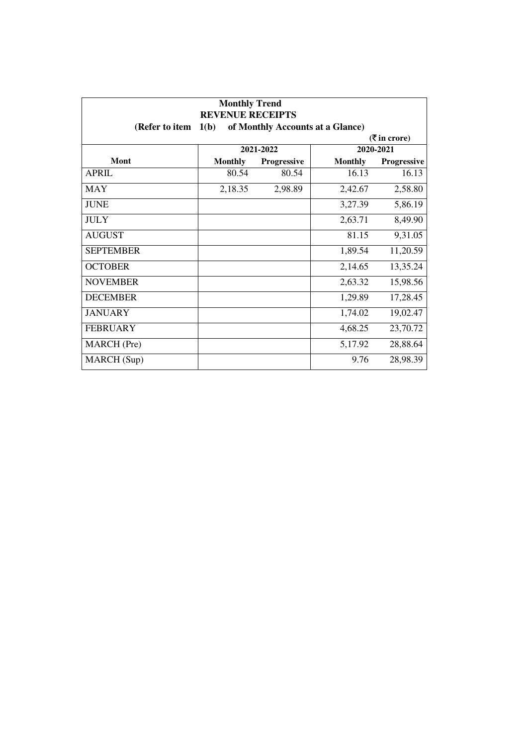**Monthly Trend**

**REVENUE RECEIPTS**

**(Refer to item 1(b) of Monthly Accounts at a Glance)**

**(₹ in crore)**

| Mont | 2021-2022 | | 2020-2021 | |
|---|---|---|---|---|
| | **Monthly** | **Progressive** | **Monthly** | **Progressive** |
| APRIL | 80.54 | 80.54 | 16.13 | 16.13 |
| MAY | 2,18.35 | 2,98.89 | 2,42.67 | 2,58.80 |
| JUNE | | | 3,27.39 | 5,86.19 |
| JULY | | | 2,63.71 | 8,49.90 |
| AUGUST | | | 81.15 | 9,31.05 |
| SEPTEMBER | | | 1,89.54 | 11,20.59 |
| OCTOBER | | | 2,14.65 | 13,35.24 |
| NOVEMBER | | | 2,63.32 | 15,98.56 |
| DECEMBER | | | 1,29.89 | 17,28.45 |
| JANUARY | | | 1,74.02 | 19,02.47 |
| FEBRUARY | | | 4,68.25 | 23,70.72 |
| MARCH (Pre) | | | 5,17.92 | 28,88.64 |
| MARCH (Sup) | | | 9.76 | 28,98.39 |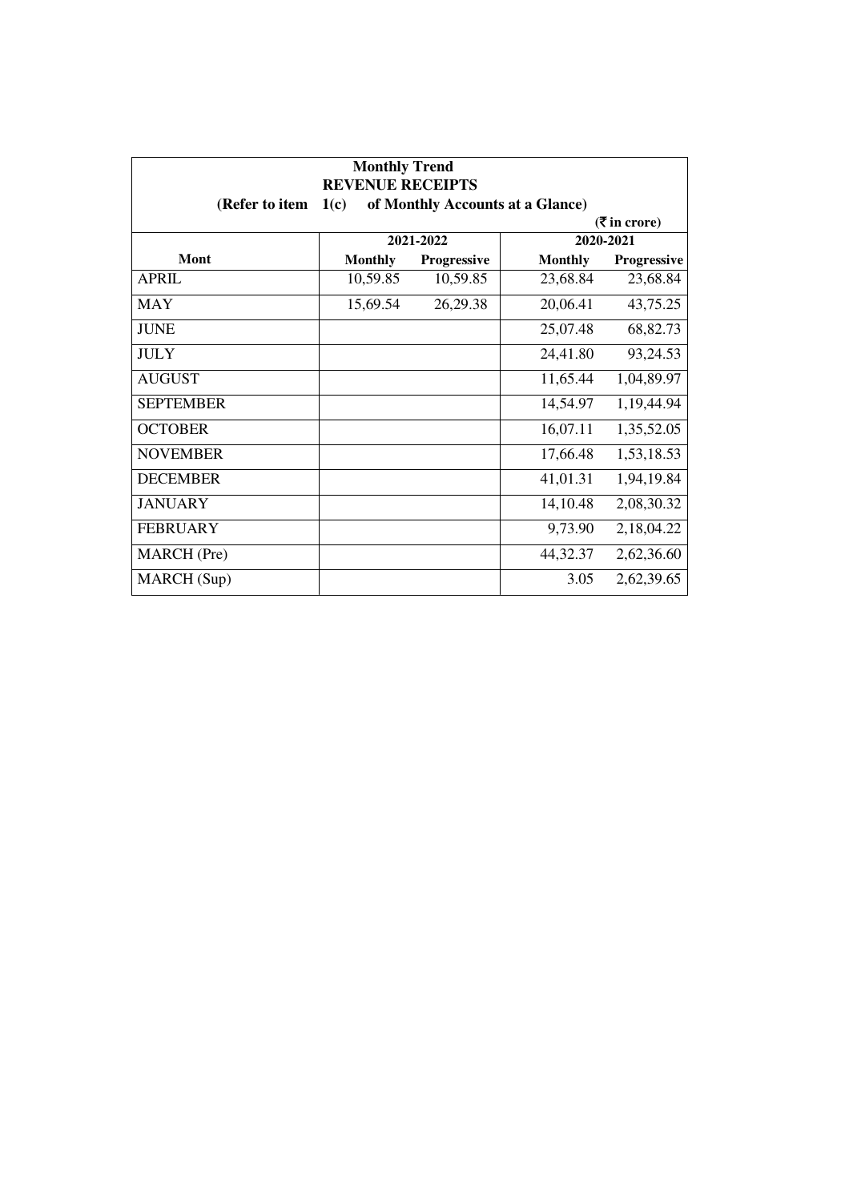**Monthly Trend**

**REVENUE RECEIPTS**

**(Refer to item 1(c) of Monthly Accounts at a Glance)**

**(₹ in crore)**

| Mont | 2021-2022 | | 2020-2021 | |
|---|---|---|---|---|
| | Monthly | Progressive | Monthly | Progressive |
| APRIL | 10,59.85 | 10,59.85 | 23,68.84 | 23,68.84 |
| MAY | 15,69.54 | 26,29.38 | 20,06.41 | 43,75.25 |
| JUNE | | | 25,07.48 | 68,82.73 |
| JULY | | | 24,41.80 | 93,24.53 |
| AUGUST | | | 11,65.44 | 1,04,89.97 |
| SEPTEMBER | | | 14,54.97 | 1,19,44.94 |
| OCTOBER | | | 16,07.11 | 1,35,52.05 |
| NOVEMBER | | | 17,66.48 | 1,53,18.53 |
| DECEMBER | | | 41,01.31 | 1,94,19.84 |
| JANUARY | | | 14,10.48 | 2,08,30.32 |
| FEBRUARY | | | 9,73.90 | 2,18,04.22 |
| MARCH (Pre) | | | 44,32.37 | 2,62,36.60 |
| MARCH (Sup) | | | 3.05 | 2,62,39.65 |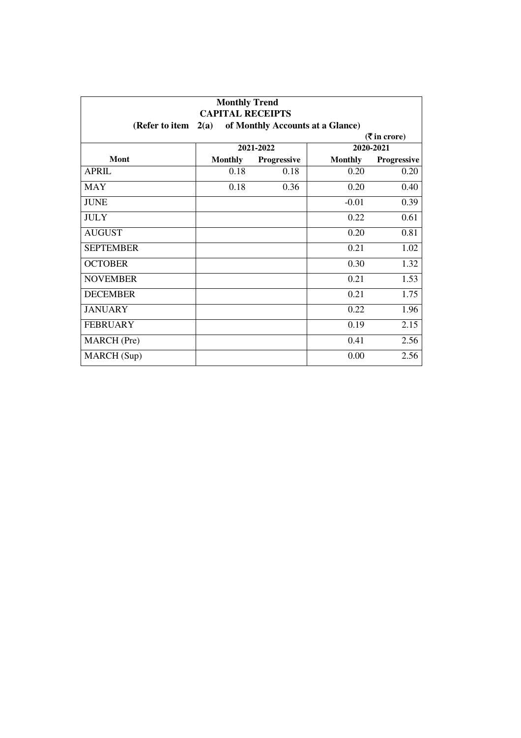**Monthly Trend**

**CAPITAL RECEIPTS**

**(Refer to item 2(a) of Monthly Accounts at a Glance)**

**(₹ in crore)**

| Mont | 2021-2022 | | 2020-2021 | |
|---|---|---|---|---|
| | Monthly | Progressive | Monthly | Progressive |
| APRIL | 0.18 | 0.18 | 0.20 | 0.20 |
| MAY | 0.18 | 0.36 | 0.20 | 0.40 |
| JUNE | | | -0.01 | 0.39 |
| JULY | | | 0.22 | 0.61 |
| AUGUST | | | 0.20 | 0.81 |
| SEPTEMBER | | | 0.21 | 1.02 |
| OCTOBER | | | 0.30 | 1.32 |
| NOVEMBER | | | 0.21 | 1.53 |
| DECEMBER | | | 0.21 | 1.75 |
| JANUARY | | | 0.22 | 1.96 |
| FEBRUARY | | | 0.19 | 2.15 |
| MARCH (Pre) | | | 0.41 | 2.56 |
| MARCH (Sup) | | | 0.00 | 2.56 |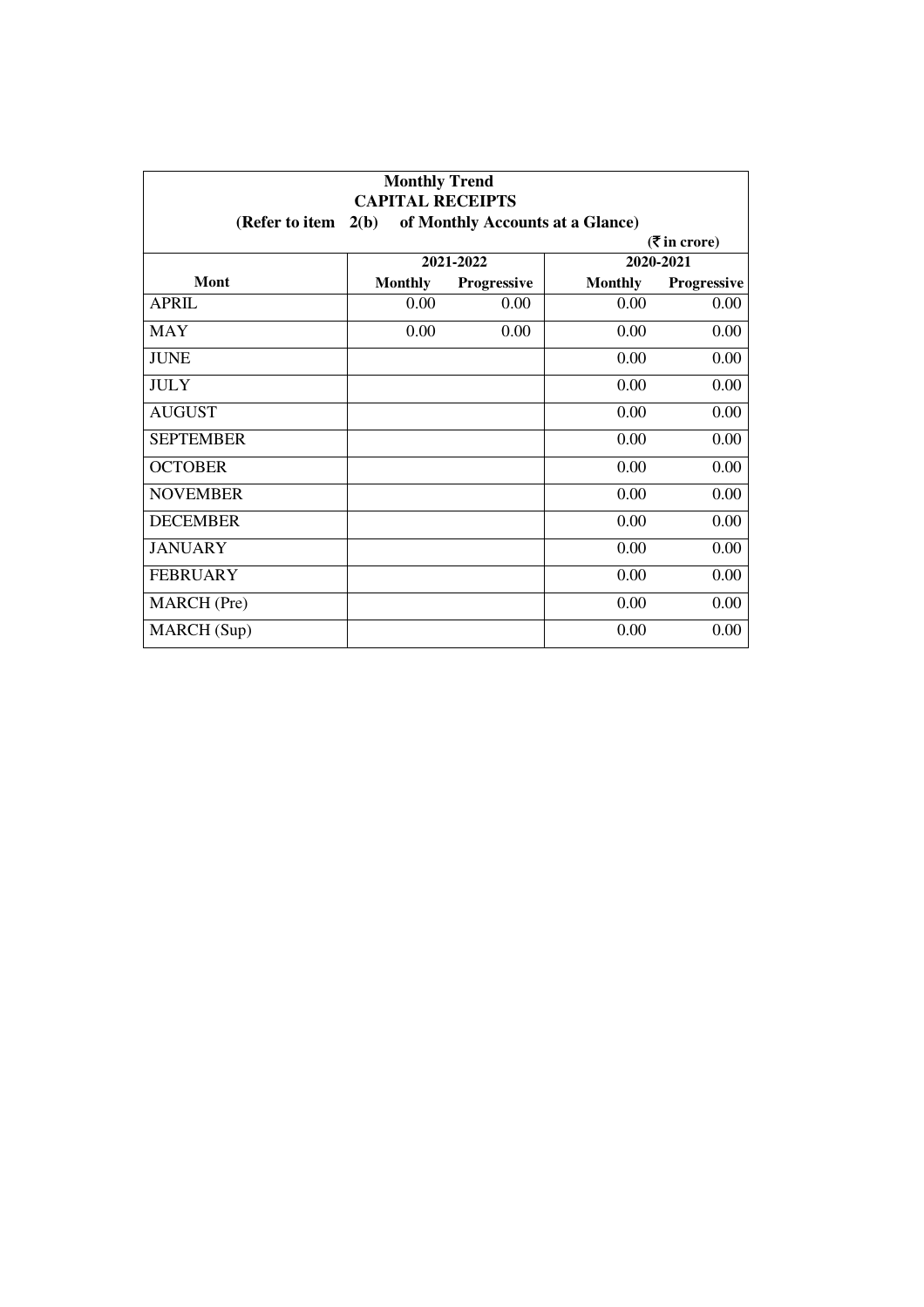**Monthly Trend**

**CAPITAL RECEIPTS**

**(Refer to item 2(b) of Monthly Accounts at a Glance)**

**(₹ in crore)**

| Mont | 2021-2022 | | 2020-2021 | |
|---|---|---|---|---|
| | **Monthly** | **Progressive** | **Monthly** | **Progressive** |
| APRIL | 0.00 | 0.00 | 0.00 | 0.00 |
| MAY | 0.00 | 0.00 | 0.00 | 0.00 |
| JUNE | | | 0.00 | 0.00 |
| JULY | | | 0.00 | 0.00 |
| AUGUST | | | 0.00 | 0.00 |
| SEPTEMBER | | | 0.00 | 0.00 |
| OCTOBER | | | 0.00 | 0.00 |
| NOVEMBER | | | 0.00 | 0.00 |
| DECEMBER | | | 0.00 | 0.00 |
| JANUARY | | | 0.00 | 0.00 |
| FEBRUARY | | | 0.00 | 0.00 |
| MARCH (Pre) | | | 0.00 | 0.00 |
| MARCH (Sup) | | | 0.00 | 0.00 |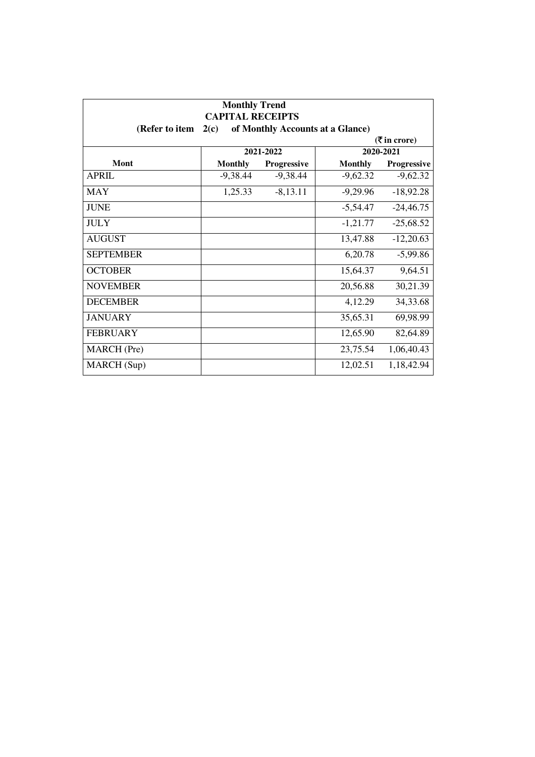**Monthly Trend**
**CAPITAL RECEIPTS**
**(Refer to item 2(c) of Monthly Accounts at a Glance)**

**(₹ in crore)**

| Mont | 2021-2022 | | 2020-2021 | |
|---|---|---|---|---|
| | Monthly | Progressive | Monthly | Progressive |
| APRIL | -9,38.44 | -9,38.44 | -9,62.32 | -9,62.32 |
| MAY | 1,25.33 | -8,13.11 | -9,29.96 | -18,92.28 |
| JUNE | | | -5,54.47 | -24,46.75 |
| JULY | | | -1,21.77 | -25,68.52 |
| AUGUST | | | 13,47.88 | -12,20.63 |
| SEPTEMBER | | | 6,20.78 | -5,99.86 |
| OCTOBER | | | 15,64.37 | 9,64.51 |
| NOVEMBER | | | 20,56.88 | 30,21.39 |
| DECEMBER | | | 4,12.29 | 34,33.68 |
| JANUARY | | | 35,65.31 | 69,98.99 |
| FEBRUARY | | | 12,65.90 | 82,64.89 |
| MARCH (Pre) | | | 23,75.54 | 1,06,40.43 |
| MARCH (Sup) | | | 12,02.51 | 1,18,42.94 |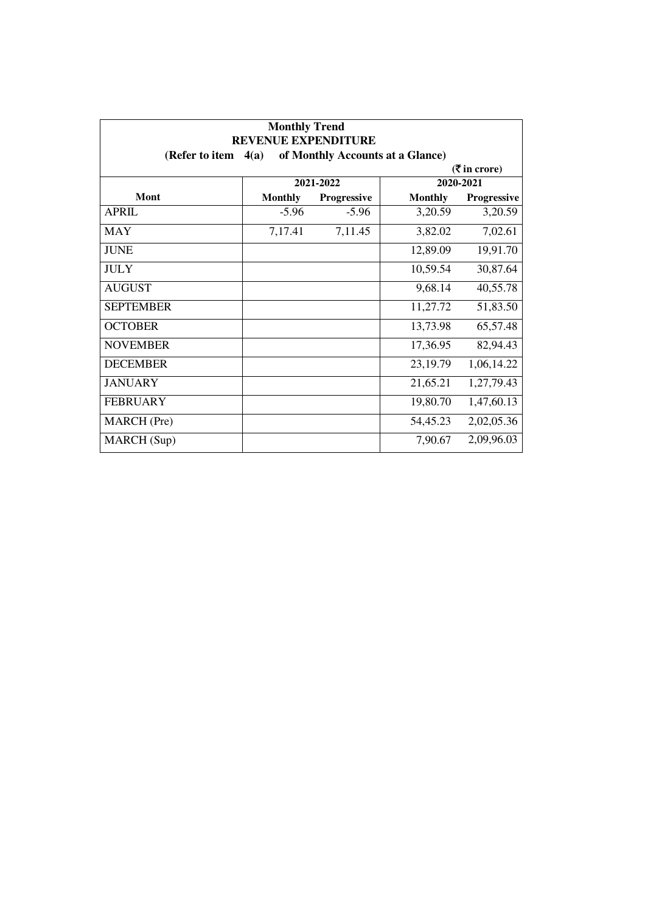**Monthly Trend**
**REVENUE EXPENDITURE**
**(Refer to item 4(a) of Monthly Accounts at a Glance)**

**(₹ in crore)**

| Mont | 2021-2022 | | 2020-2021 | |
|---|---|---|---|---|
| | Monthly | Progressive | Monthly | Progressive |
| APRIL | -5.96 | -5.96 | 3,20.59 | 3,20.59 |
| MAY | 7,17.41 | 7,11.45 | 3,82.02 | 7,02.61 |
| JUNE | | | 12,89.09 | 19,91.70 |
| JULY | | | 10,59.54 | 30,87.64 |
| AUGUST | | | 9,68.14 | 40,55.78 |
| SEPTEMBER | | | 11,27.72 | 51,83.50 |
| OCTOBER | | | 13,73.98 | 65,57.48 |
| NOVEMBER | | | 17,36.95 | 82,94.43 |
| DECEMBER | | | 23,19.79 | 1,06,14.22 |
| JANUARY | | | 21,65.21 | 1,27,79.43 |
| FEBRUARY | | | 19,80.70 | 1,47,60.13 |
| MARCH (Pre) | | | 54,45.23 | 2,02,05.36 |
| MARCH (Sup) | | | 7,90.67 | 2,09,96.03 |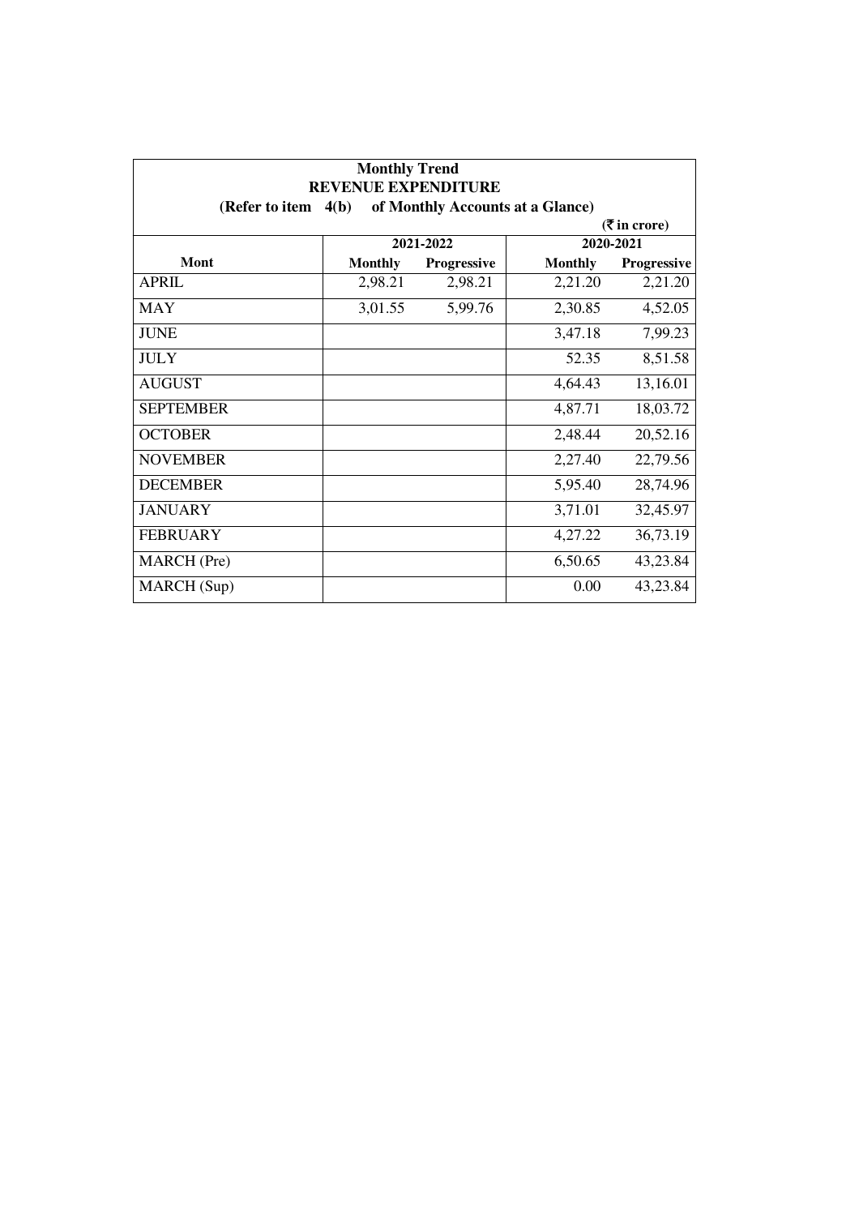**Monthly Trend**
**REVENUE EXPENDITURE**
**(Refer to item 4(b) of Monthly Accounts at a Glance)**

(₹ in crore)

| Mont | 2021-2022 | | 2020-2021 | |
|---|---|---|---|---|
| | Monthly | Progressive | Monthly | Progressive |
| APRIL | 2,98.21 | 2,98.21 | 2,21.20 | 2,21.20 |
| MAY | 3,01.55 | 5,99.76 | 2,30.85 | 4,52.05 |
| JUNE | | | 3,47.18 | 7,99.23 |
| JULY | | | 52.35 | 8,51.58 |
| AUGUST | | | 4,64.43 | 13,16.01 |
| SEPTEMBER | | | 4,87.71 | 18,03.72 |
| OCTOBER | | | 2,48.44 | 20,52.16 |
| NOVEMBER | | | 2,27.40 | 22,79.56 |
| DECEMBER | | | 5,95.40 | 28,74.96 |
| JANUARY | | | 3,71.01 | 32,45.97 |
| FEBRUARY | | | 4,27.22 | 36,73.19 |
| MARCH (Pre) | | | 6,50.65 | 43,23.84 |
| MARCH (Sup) | | | 0.00 | 43,23.84 |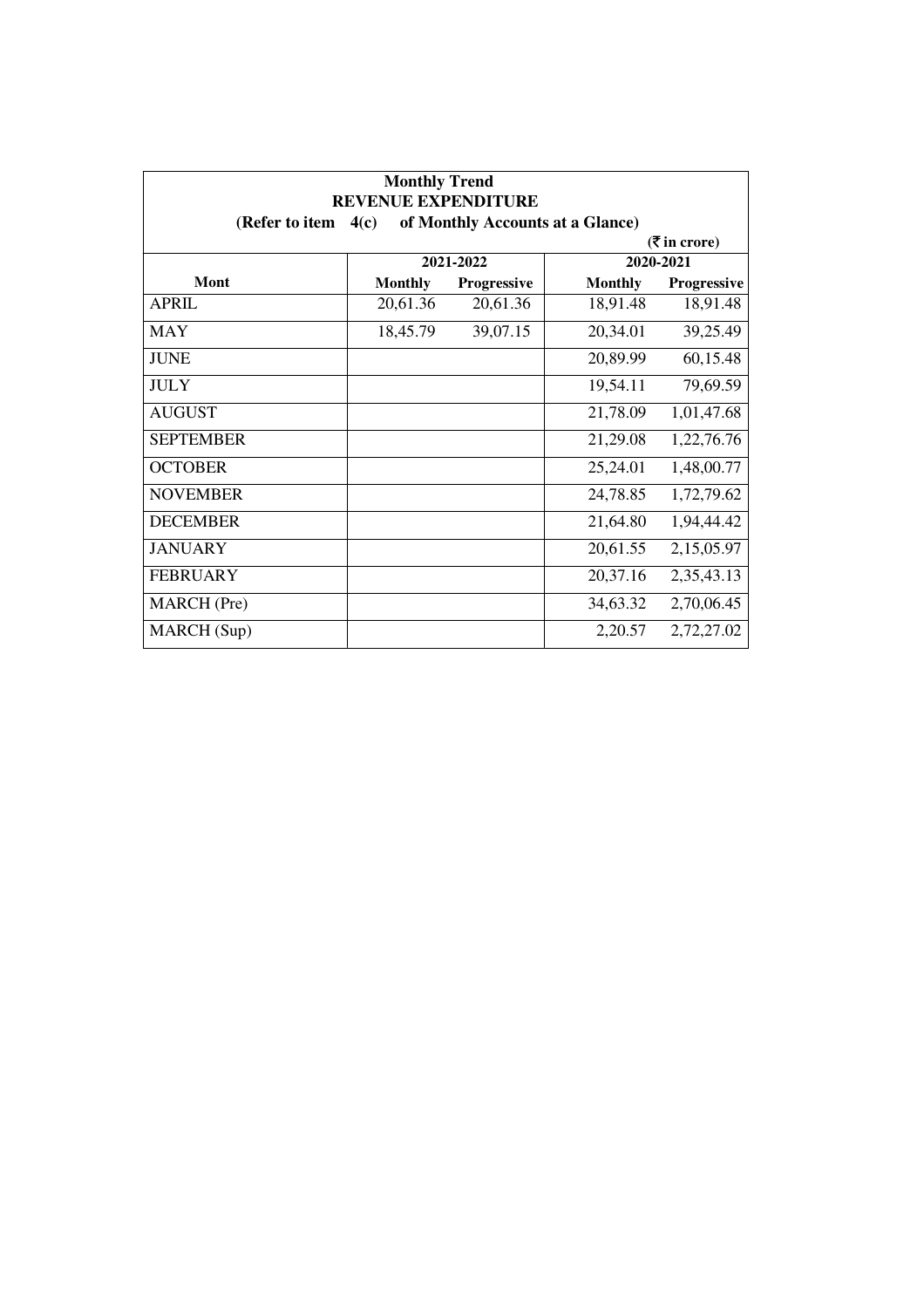**Monthly Trend**
**REVENUE EXPENDITURE**
**(Refer to item 4(c) of Monthly Accounts at a Glance)**

(₹ in crore)

| Mont | 2021-2022 | | 2020-2021 | |
|---|---|---|---|---|
| | Monthly | Progressive | Monthly | Progressive |
| APRIL | 20,61.36 | 20,61.36 | 18,91.48 | 18,91.48 |
| MAY | 18,45.79 | 39,07.15 | 20,34.01 | 39,25.49 |
| JUNE | | | 20,89.99 | 60,15.48 |
| JULY | | | 19,54.11 | 79,69.59 |
| AUGUST | | | 21,78.09 | 1,01,47.68 |
| SEPTEMBER | | | 21,29.08 | 1,22,76.76 |
| OCTOBER | | | 25,24.01 | 1,48,00.77 |
| NOVEMBER | | | 24,78.85 | 1,72,79.62 |
| DECEMBER | | | 21,64.80 | 1,94,44.42 |
| JANUARY | | | 20,61.55 | 2,15,05.97 |
| FEBRUARY | | | 20,37.16 | 2,35,43.13 |
| MARCH (Pre) | | | 34,63.32 | 2,70,06.45 |
| MARCH (Sup) | | | 2,20.57 | 2,72,27.02 |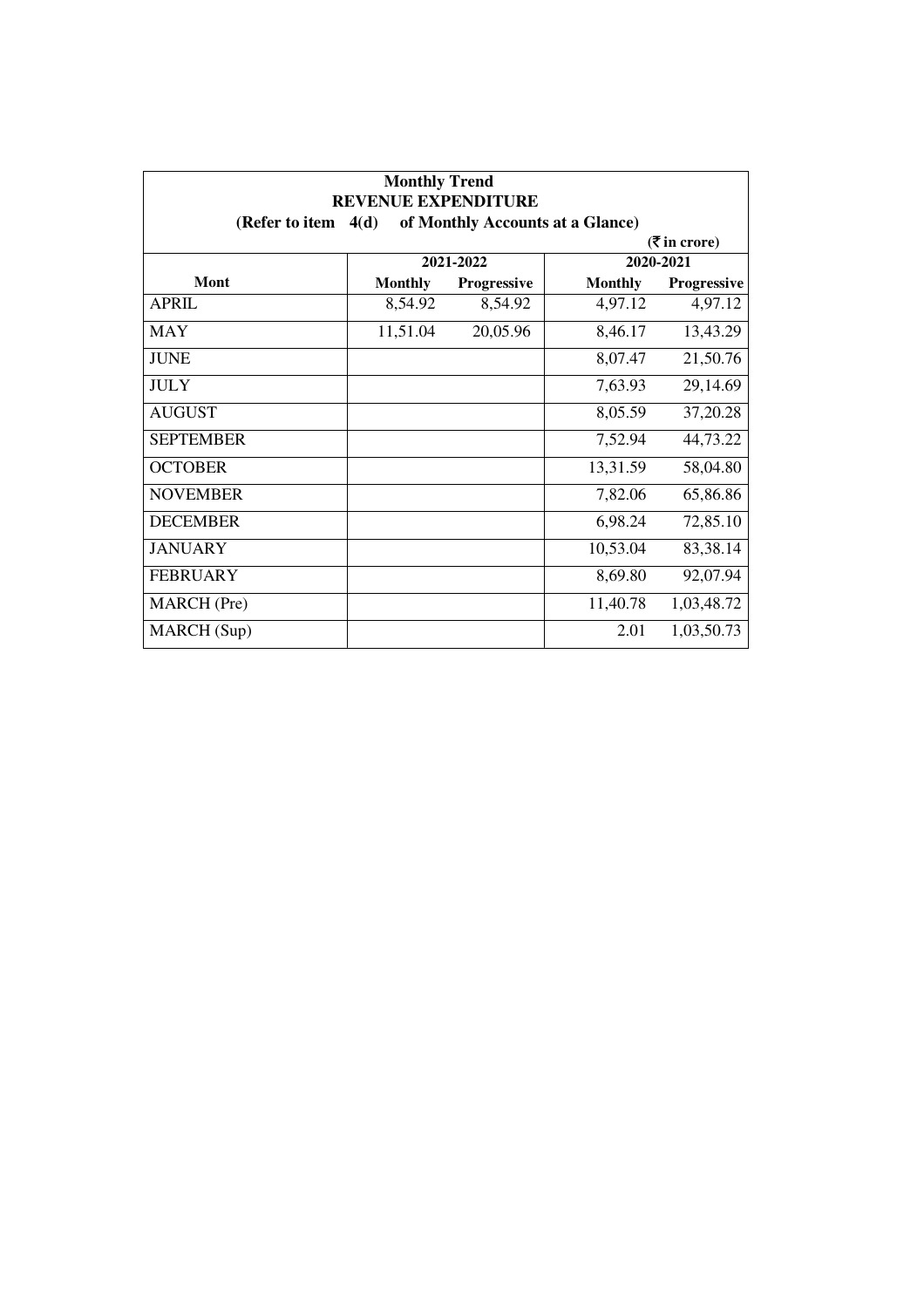**Monthly Trend**

**REVENUE EXPENDITURE**

**(Refer to item 4(d) of Monthly Accounts at a Glance)**

**(₹ in crore)**

| Mont | 2021-2022 | | 2020-2021 | |
|---|---|---|---|---|
| | **Monthly** | **Progressive** | **Monthly** | **Progressive** |
| APRIL | 8,54.92 | 8,54.92 | 4,97.12 | 4,97.12 |
| MAY | 11,51.04 | 20,05.96 | 8,46.17 | 13,43.29 |
| JUNE | | | 8,07.47 | 21,50.76 |
| JULY | | | 7,63.93 | 29,14.69 |
| AUGUST | | | 8,05.59 | 37,20.28 |
| SEPTEMBER | | | 7,52.94 | 44,73.22 |
| OCTOBER | | | 13,31.59 | 58,04.80 |
| NOVEMBER | | | 7,82.06 | 65,86.86 |
| DECEMBER | | | 6,98.24 | 72,85.10 |
| JANUARY | | | 10,53.04 | 83,38.14 |
| FEBRUARY | | | 8,69.80 | 92,07.94 |
| MARCH (Pre) | | | 11,40.78 | 1,03,48.72 |
| MARCH (Sup) | | | 2.01 | 1,03,50.73 |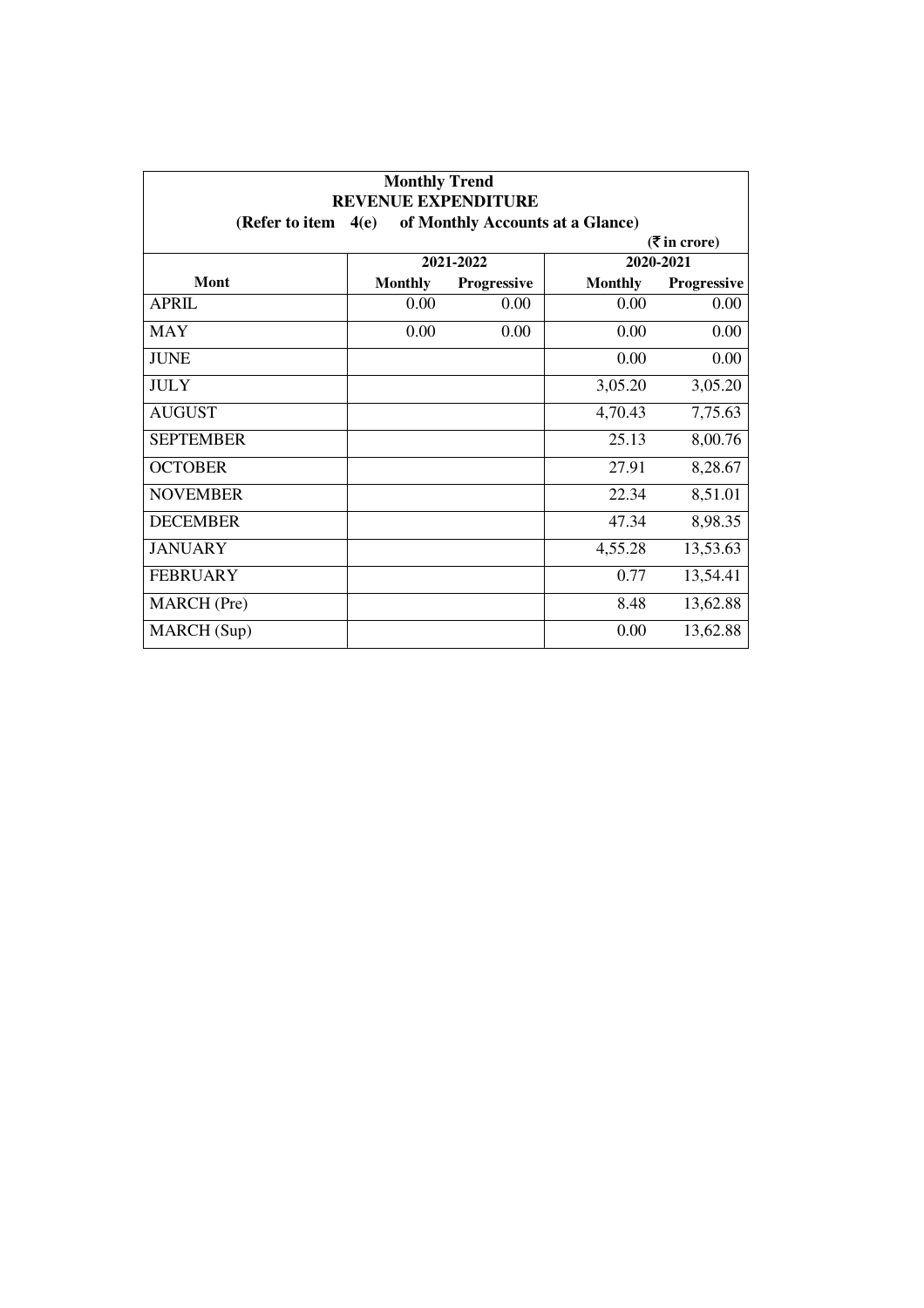**Monthly Trend**
**REVENUE EXPENDITURE**
**(Refer to item 4(e) of Monthly Accounts at a Glance)**

**(₹ in crore)**

| Mont | 2021-2022 | | 2020-2021 | |
|---|---|---|---|---|
| | Monthly | Progressive | Monthly | Progressive |
| APRIL | 0.00 | 0.00 | 0.00 | 0.00 |
| MAY | 0.00 | 0.00 | 0.00 | 0.00 |
| JUNE | | | 0.00 | 0.00 |
| JULY | | | 3,05.20 | 3,05.20 |
| AUGUST | | | 4,70.43 | 7,75.63 |
| SEPTEMBER | | | 25.13 | 8,00.76 |
| OCTOBER | | | 27.91 | 8,28.67 |
| NOVEMBER | | | 22.34 | 8,51.01 |
| DECEMBER | | | 47.34 | 8,98.35 |
| JANUARY | | | 4,55.28 | 13,53.63 |
| FEBRUARY | | | 0.77 | 13,54.41 |
| MARCH (Pre) | | | 8.48 | 13,62.88 |
| MARCH (Sup) | | | 0.00 | 13,62.88 |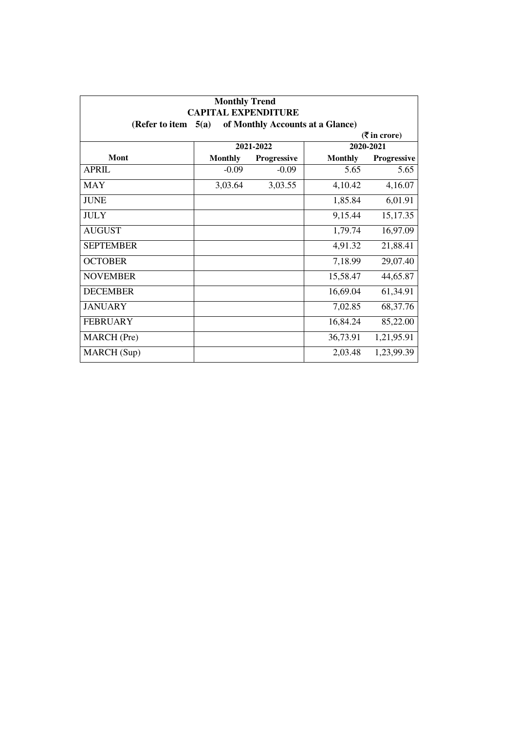**Monthly Trend**

**CAPITAL EXPENDITURE**

**(Refer to item 5(a) of Monthly Accounts at a Glance)**

**(₹ in crore)**

| Mont | 2021-2022 | | 2020-2021 | |
|---|---|---|---|---|
| | Monthly | Progressive | Monthly | Progressive |
| APRIL | -0.09 | -0.09 | 5.65 | 5.65 |
| MAY | 3,03.64 | 3,03.55 | 4,10.42 | 4,16.07 |
| JUNE | | | 1,85.84 | 6,01.91 |
| JULY | | | 9,15.44 | 15,17.35 |
| AUGUST | | | 1,79.74 | 16,97.09 |
| SEPTEMBER | | | 4,91.32 | 21,88.41 |
| OCTOBER | | | 7,18.99 | 29,07.40 |
| NOVEMBER | | | 15,58.47 | 44,65.87 |
| DECEMBER | | | 16,69.04 | 61,34.91 |
| JANUARY | | | 7,02.85 | 68,37.76 |
| FEBRUARY | | | 16,84.24 | 85,22.00 |
| MARCH (Pre) | | | 36,73.91 | 1,21,95.91 |
| MARCH (Sup) | | | 2,03.48 | 1,23,99.39 |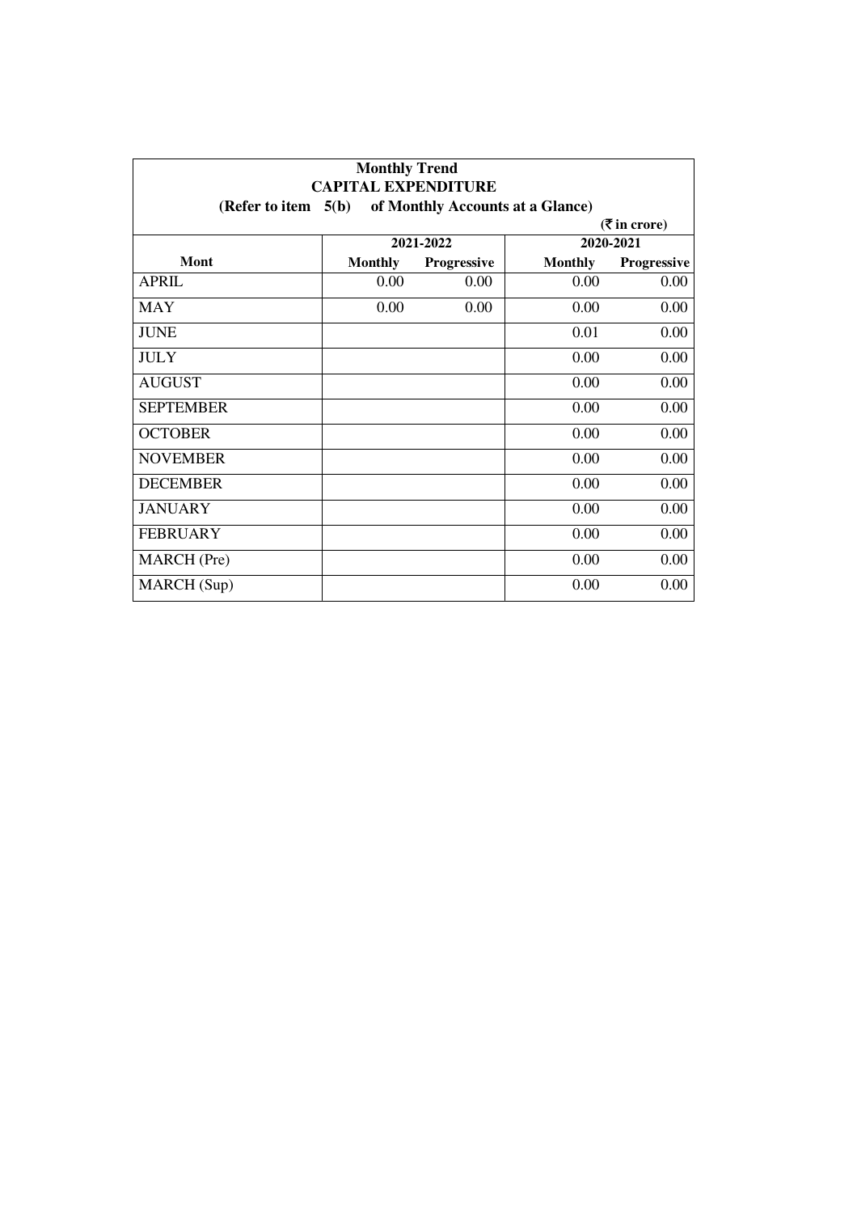**Monthly Trend**
**CAPITAL EXPENDITURE**
**(Refer to item 5(b) of Monthly Accounts at a Glance)**

**(₹ in crore)**

| Mont | 2021-2022 | | 2020-2021 | |
|---|---|---|---|---|
| | **Monthly** | **Progressive** | **Monthly** | **Progressive** |
| APRIL | 0.00 | 0.00 | 0.00 | 0.00 |
| MAY | 0.00 | 0.00 | 0.00 | 0.00 |
| JUNE | | | 0.01 | 0.00 |
| JULY | | | 0.00 | 0.00 |
| AUGUST | | | 0.00 | 0.00 |
| SEPTEMBER | | | 0.00 | 0.00 |
| OCTOBER | | | 0.00 | 0.00 |
| NOVEMBER | | | 0.00 | 0.00 |
| DECEMBER | | | 0.00 | 0.00 |
| JANUARY | | | 0.00 | 0.00 |
| FEBRUARY | | | 0.00 | 0.00 |
| MARCH (Pre) | | | 0.00 | 0.00 |
| MARCH (Sup) | | | 0.00 | 0.00 |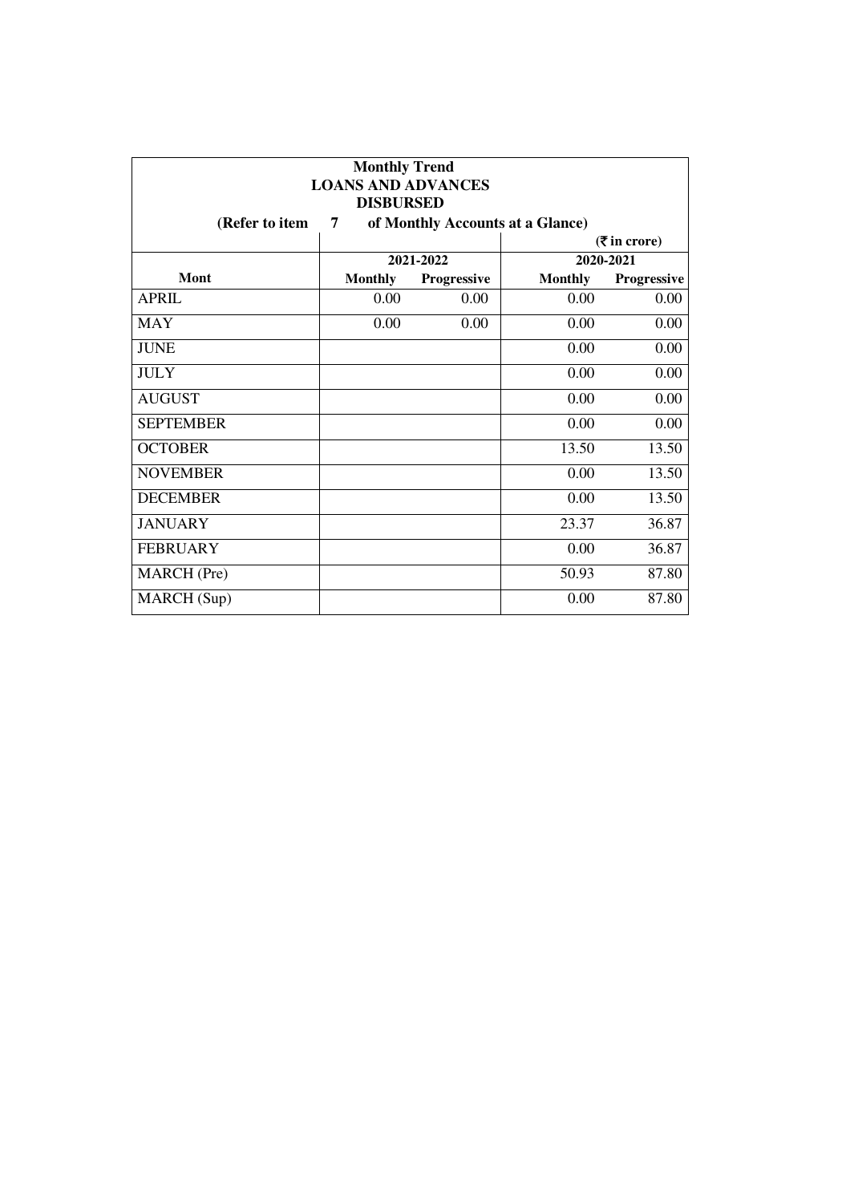**Monthly Trend**
**LOANS AND ADVANCES**
**DISBURSED**
**(Refer to item 7 of Monthly Accounts at a Glance)**

(₹ in crore)

| Mont | 2021-2022 | | 2020-2021 | |
|---|---|---|---|---|
| | Monthly | Progressive | Monthly | Progressive |
| APRIL | 0.00 | 0.00 | 0.00 | 0.00 |
| MAY | 0.00 | 0.00 | 0.00 | 0.00 |
| JUNE | | | 0.00 | 0.00 |
| JULY | | | 0.00 | 0.00 |
| AUGUST | | | 0.00 | 0.00 |
| SEPTEMBER | | | 0.00 | 0.00 |
| OCTOBER | | | 13.50 | 13.50 |
| NOVEMBER | | | 0.00 | 13.50 |
| DECEMBER | | | 0.00 | 13.50 |
| JANUARY | | | 23.37 | 36.87 |
| FEBRUARY | | | 0.00 | 36.87 |
| MARCH (Pre) | | | 50.93 | 87.80 |
| MARCH (Sup) | | | 0.00 | 87.80 |